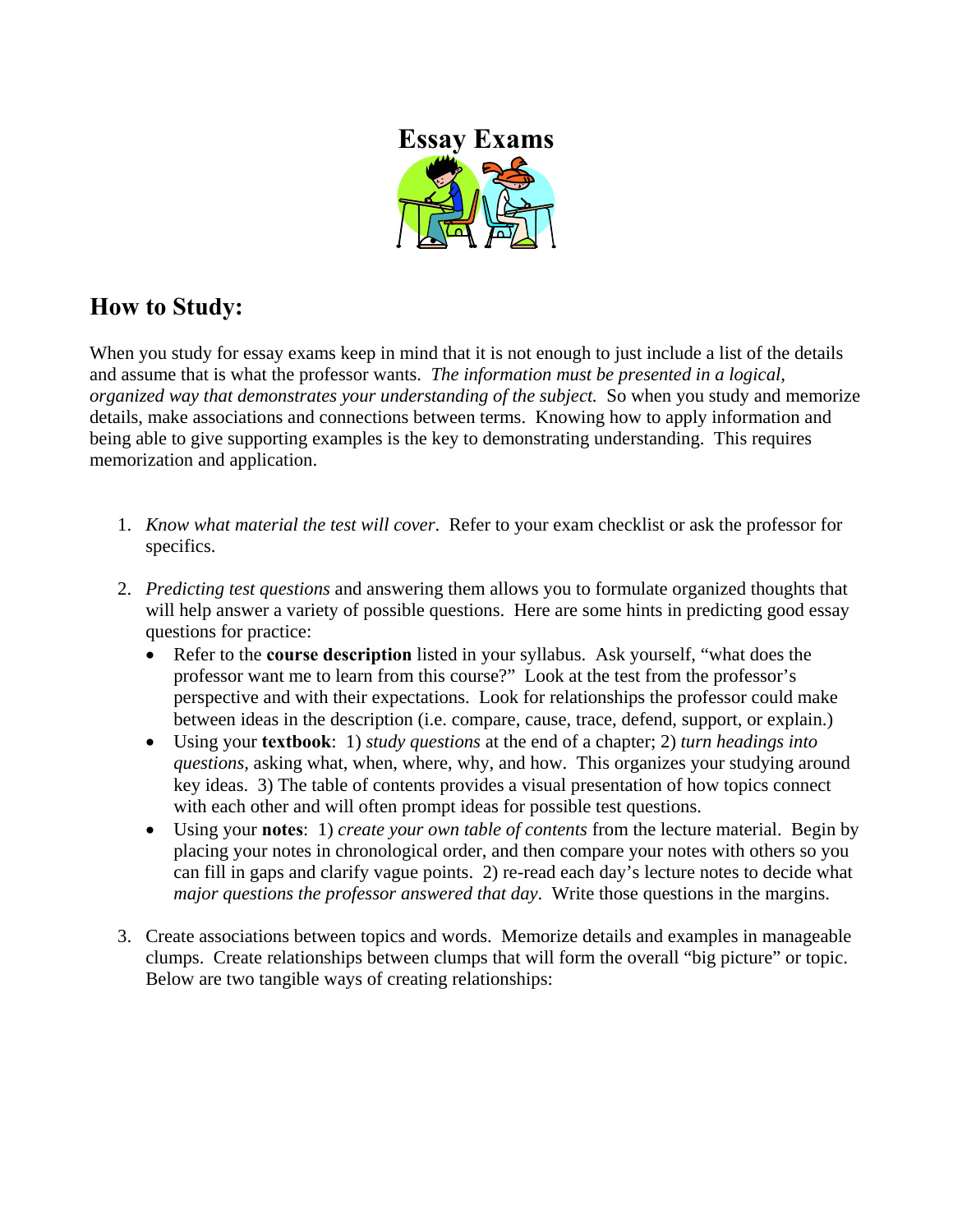# Essay Exams

## How to Study:

When you study for essay exams keep in mind that it is not enough to just include a list of the details and assume that is what the professor wants. *The information must be presented in a logical, organized way that demonstrates your understanding of the subject.* So when you study and memorize details, make associations and connections between terms. Knowing how to apply information and being able to give supporting examples is the key to demonstrating understanding. This requires memorization and application.

1. *Know what material the test will cover*. Refer to your exam checklist or ask the professor for specifics.

2. *Predicting test questions* and answering them allows you to formulate organized thoughts that will help answer a variety of possible questions. Here are some hints in predicting good essay questions for practice:
   - Refer to the **course description** listed in your syllabus. Ask yourself, "what does the professor want me to learn from this course?" Look at the test from the professor's perspective and with their expectations. Look for relationships the professor could make between ideas in the description (i.e. compare, cause, trace, defend, support, or explain.)
   - Using your **textbook**: 1) *study questions* at the end of a chapter; 2) *turn headings into questions*, asking what, when, where, why, and how. This organizes your studying around key ideas. 3) The table of contents provides a visual presentation of how topics connect with each other and will often prompt ideas for possible test questions.
   - Using your **notes**: 1) *create your own table of contents* from the lecture material. Begin by placing your notes in chronological order, and then compare your notes with others so you can fill in gaps and clarify vague points. 2) re-read each day's lecture notes to decide what *major questions the professor answered that day*. Write those questions in the margins.

3. Create associations between topics and words. Memorize details and examples in manageable clumps. Create relationships between clumps that will form the overall "big picture" or topic. Below are two tangible ways of creating relationships: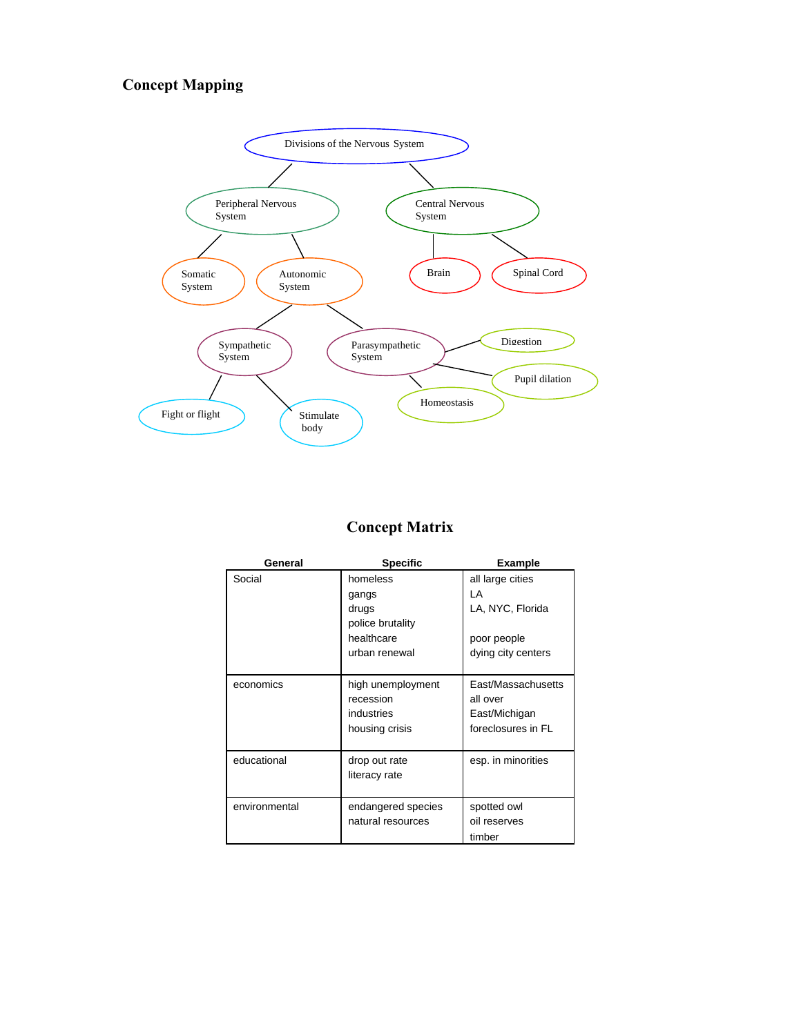## Concept Mapping

- Divisions of the Nervous System
  - Peripheral Nervous System
    - Somatic System
    - Autonomic System
      - Sympathetic System
        - Fight or flight
        - Stimulate body
      - Parasympathetic System
        - Digestion
        - Pupil dilation
        - Homeostasis
  - Central Nervous System
    - Brain
    - Spinal Cord

## Concept Matrix

| General | Specific | Example |
|---|---|---|
| Social | homeless | all large cities |
| | gangs | LA |
| | drugs | LA, NYC, Florida |
| | police brutality | |
| | healthcare | poor people |
| | urban renewal | dying city centers |
| economics | high unemployment | East/Massachusetts |
| | recession | all over |
| | industries | East/Michigan |
| | housing crisis | foreclosures in FL |
| educational | drop out rate | esp. in minorities |
| | literacy rate | |
| environmental | endangered species | spotted owl |
| | natural resources | oil reserves |
| | | timber |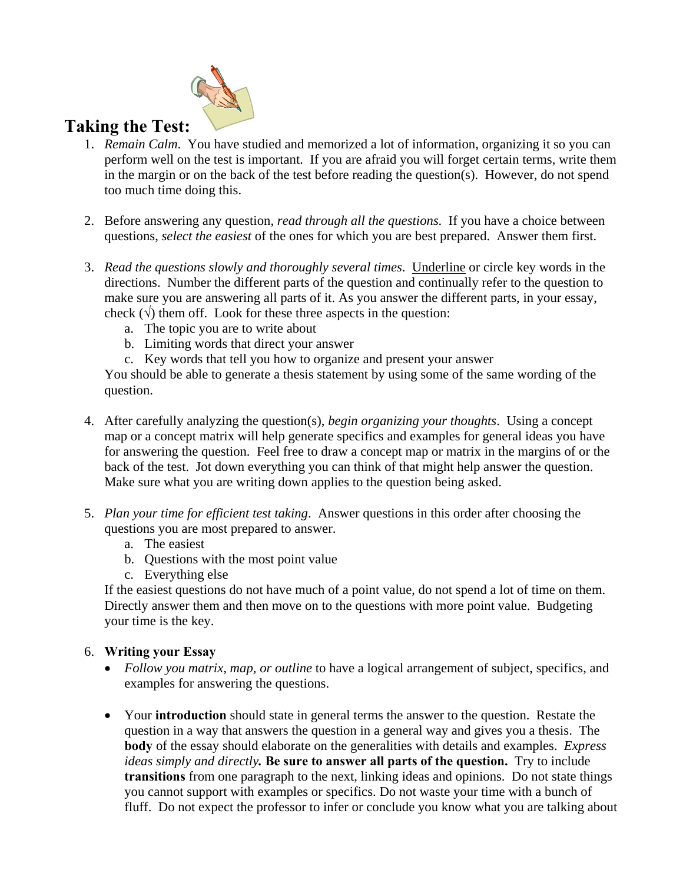## Taking the Test:

1. *Remain Calm*. You have studied and memorized a lot of information, organizing it so you can perform well on the test is important. If you are afraid you will forget certain terms, write them in the margin or on the back of the test before reading the question(s). However, do not spend too much time doing this.

2. Before answering any question, *read through all the questions.* If you have a choice between questions, *select the easiest* of the ones for which you are best prepared. Answer them first.

3. *Read the questions slowly and thoroughly several times*. <u>Underline</u> or circle key words in the directions. Number the different parts of the question and continually refer to the question to make sure you are answering all parts of it. As you answer the different parts, in your essay, check (√) them off. Look for these three aspects in the question:
   a. The topic you are to write about
   b. Limiting words that direct your answer
   c. Key words that tell you how to organize and present your answer

   You should be able to generate a thesis statement by using some of the same wording of the question.

4. After carefully analyzing the question(s), *begin organizing your thoughts*. Using a concept map or a concept matrix will help generate specifics and examples for general ideas you have for answering the question. Feel free to draw a concept map or matrix in the margins of or the back of the test. Jot down everything you can think of that might help answer the question. Make sure what you are writing down applies to the question being asked.

5. *Plan your time for efficient test taking*. Answer questions in this order after choosing the questions you are most prepared to answer.
   a. The easiest
   b. Questions with the most point value
   c. Everything else

   If the easiest questions do not have much of a point value, do not spend a lot of time on them. Directly answer them and then move on to the questions with more point value. Budgeting your time is the key.

6. **Writing your Essay**
   - *Follow you matrix, map, or outline* to have a logical arrangement of subject, specifics, and examples for answering the questions.

   - Your **introduction** should state in general terms the answer to the question. Restate the question in a way that answers the question in a general way and gives you a thesis. The **body** of the essay should elaborate on the generalities with details and examples. *Express ideas simply and directly.* **Be sure to answer all parts of the question.** Try to include **transitions** from one paragraph to the next, linking ideas and opinions. Do not state things you cannot support with examples or specifics. Do not waste your time with a bunch of fluff. Do not expect the professor to infer or conclude you know what you are talking about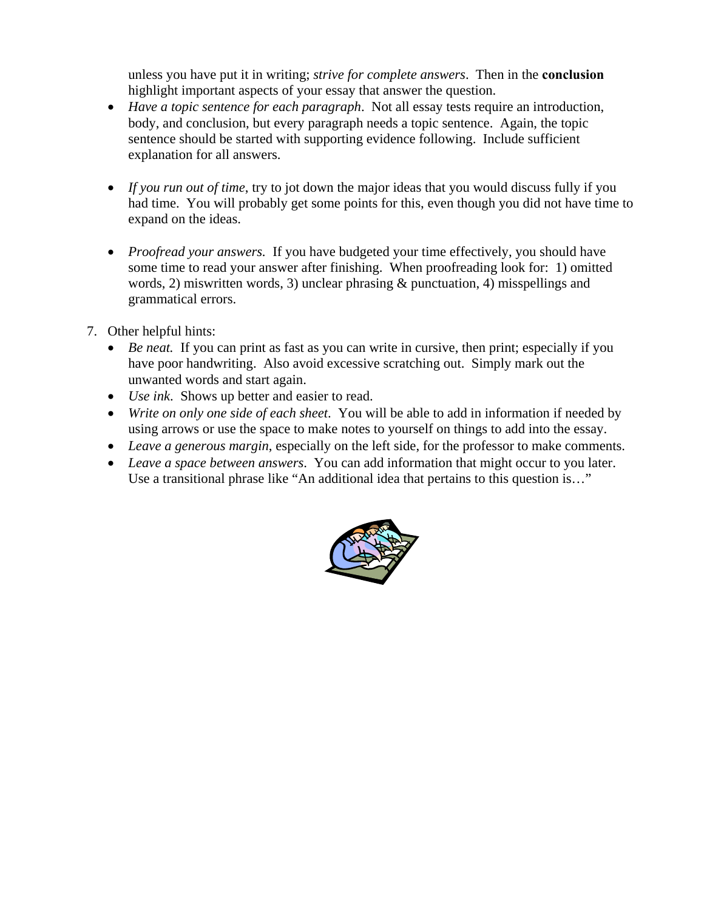unless you have put it in writing; *strive for complete answers*. Then in the **conclusion** highlight important aspects of your essay that answer the question.

- *Have a topic sentence for each paragraph*. Not all essay tests require an introduction, body, and conclusion, but every paragraph needs a topic sentence. Again, the topic sentence should be started with supporting evidence following. Include sufficient explanation for all answers.

- *If you run out of time,* try to jot down the major ideas that you would discuss fully if you had time. You will probably get some points for this, even though you did not have time to expand on the ideas.

- *Proofread your answers.* If you have budgeted your time effectively, you should have some time to read your answer after finishing. When proofreading look for: 1) omitted words, 2) miswritten words, 3) unclear phrasing & punctuation, 4) misspellings and grammatical errors.

7. Other helpful hints:
   - *Be neat.* If you can print as fast as you can write in cursive, then print; especially if you have poor handwriting. Also avoid excessive scratching out. Simply mark out the unwanted words and start again.
   - *Use ink*. Shows up better and easier to read.
   - *Write on only one side of each sheet*. You will be able to add in information if needed by using arrows or use the space to make notes to yourself on things to add into the essay.
   - *Leave a generous margin*, especially on the left side, for the professor to make comments.
   - *Leave a space between answers.* You can add information that might occur to you later. Use a transitional phrase like "An additional idea that pertains to this question is…"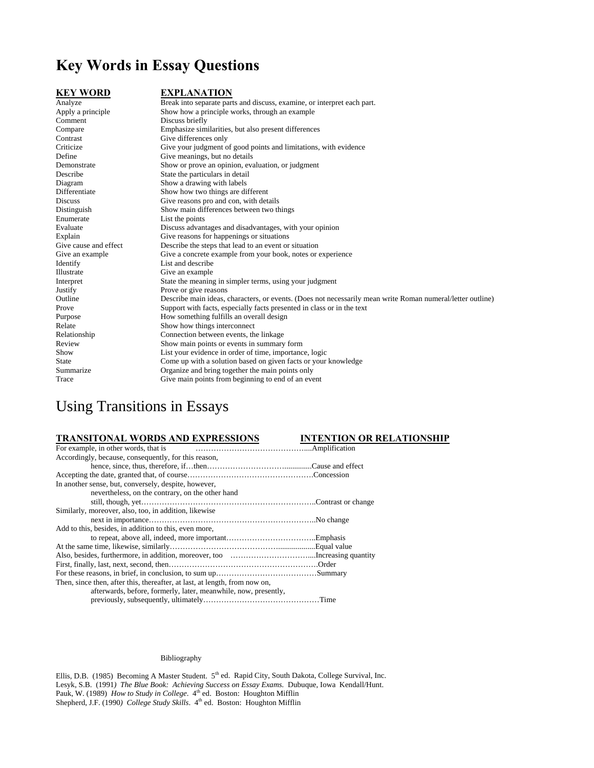# Key Words in Essay Questions

| KEY WORD | EXPLANATION |
|---|---|
| Analyze | Break into separate parts and discuss, examine, or interpret each part. |
| Apply a principle | Show how a principle works, through an example |
| Comment | Discuss briefly |
| Compare | Emphasize similarities, but also present differences |
| Contrast | Give differences only |
| Criticize | Give your judgment of good points and limitations, with evidence |
| Define | Give meanings, but no details |
| Demonstrate | Show or prove an opinion, evaluation, or judgment |
| Describe | State the particulars in detail |
| Diagram | Show a drawing with labels |
| Differentiate | Show how two things are different |
| Discuss | Give reasons pro and con, with details |
| Distinguish | Show main differences between two things |
| Enumerate | List the points |
| Evaluate | Discuss advantages and disadvantages, with your opinion |
| Explain | Give reasons for happenings or situations |
| Give cause and effect | Describe the steps that lead to an event or situation |
| Give an example | Give a concrete example from your book, notes or experience |
| Identify | List and describe |
| Illustrate | Give an example |
| Interpret | State the meaning in simpler terms, using your judgment |
| Justify | Prove or give reasons |
| Outline | Describe main ideas, characters, or events. (Does not necessarily mean write Roman numeral/letter outline) |
| Prove | Support with facts, especially facts presented in class or in the text |
| Purpose | How something fulfills an overall design |
| Relate | Show how things interconnect |
| Relationship | Connection between events, the linkage |
| Review | Show main points or events in summary form |
| Show | List your evidence in order of time, importance, logic |
| State | Come up with a solution based on given facts or your knowledge |
| Summarize | Organize and bring together the main points only |
| Trace | Give main points from beginning to end of an event |

# Using Transitions in Essays

| TRANSITONAL WORDS AND EXPRESSIONS | INTENTION OR RELATIONSHIP |
|---|---|
| For example, in other words, that is | Amplification |
| Accordingly, because, consequently, for this reason, hence, since, thus, therefore, if…then | Cause and effect |
| Accepting the date, granted that, of course | Concession |
| In another sense, but, conversely, despite, however, nevertheless, on the contrary, on the other hand still, though, yet | Contrast or change |
| Similarly, moreover, also, too, in addition, likewise next in importance | No change |
| Add to this, besides, in addition to this, even more, to repeat, above all, indeed, more important | Emphasis |
| At the same time, likewise, similarly | Equal value |
| Also, besides, furthermore, in addition, moreover, too | Increasing quantity |
| First, finally, last, next, second, then | Order |
| For these reasons, in brief, in conclusion, to sum up | Summary |
| Then, since then, after this, thereafter, at last, at length, from now on, afterwards, before, formerly, later, meanwhile, now, presently, previously, subsequently, ultimately | Time |

Bibliography

Ellis, D.B. (1985) Becoming A Master Student. 5th ed. Rapid City, South Dakota, College Survival, Inc.
Lesyk, S.B. (1991) *The Blue Book: Achieving Success on Essay Exams.* Dubuque, Iowa Kendall/Hunt.
Pauk, W. (1989) *How to Study in College*. 4th ed. Boston: Houghton Mifflin
Shepherd, J.F. (1990) *College Study Skills*. 4th ed. Boston: Houghton Mifflin